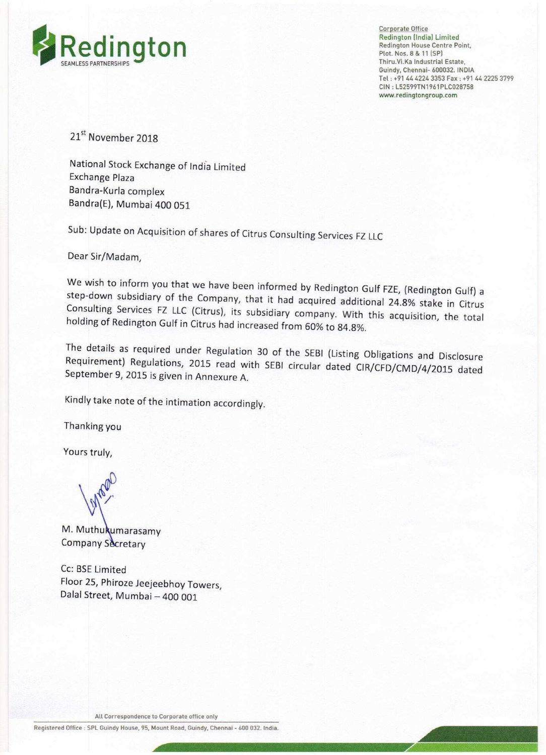**Redington**
SEAMLESS PARTNERSHIPS

Corporate Office
Redington (India) Limited
Redington House Centre Point,
Plot. Nos. 8 & 11 (SP)
Thiru.Vi.Ka Industrial Estate,
Guindy, Chennai- 600032. INDIA
Tel : +91 44 4224 3353 Fax : +91 44 2225 3799
CIN : L52599TN1961PLC028758
www.redingtongroup.com

21st November 2018

National Stock Exchange of India Limited
Exchange Plaza
Bandra-Kurla complex
Bandra(E), Mumbai 400 051

Sub: Update on Acquisition of shares of Citrus Consulting Services FZ LLC

Dear Sir/Madam,

We wish to inform you that we have been informed by Redington Gulf FZE, (Redington Gulf) a step-down subsidiary of the Company, that it had acquired additional 24.8% stake in Citrus Consulting Services FZ LLC (Citrus), its subsidiary company. With this acquisition, the total holding of Redington Gulf in Citrus had increased from 60% to 84.8%.

The details as required under Regulation 30 of the SEBI (Listing Obligations and Disclosure Requirement) Regulations, 2015 read with SEBI circular dated CIR/CFD/CMD/4/2015 dated September 9, 2015 is given in Annexure A.

Kindly take note of the intimation accordingly.

Thanking you

Yours truly,

M. Muthukumarasamy
Company Secretary

Cc: BSE Limited
Floor 25, Phiroze Jeejeebhoy Towers,
Dalal Street, Mumbai – 400 001

All Correspondence to Corporate office only

Registered Office : SPL Guindy House, 95, Mount Road, Guindy, Chennai - 600 032. India.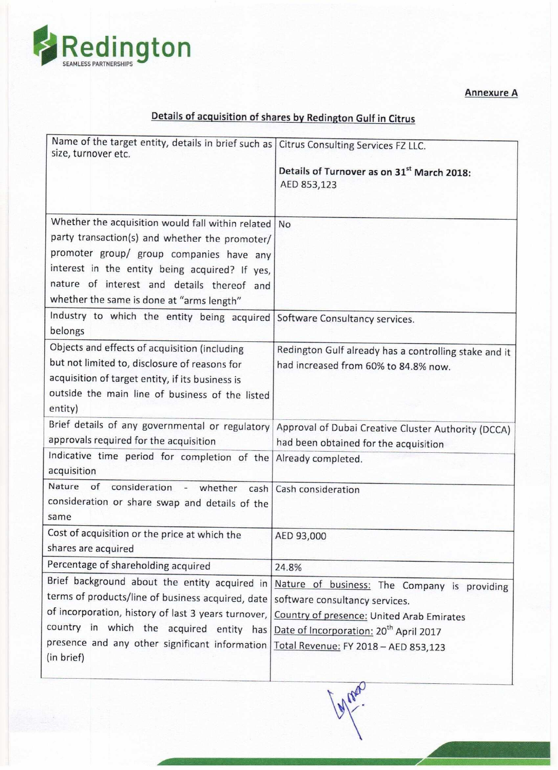**Annexure A**

## Details of acquisition of shares by Redington Gulf in Citrus

| | |
|---|---|
| Name of the target entity, details in brief such as size, turnover etc. | Citrus Consulting Services FZ LLC.<br><br>**Details of Turnover as on 31st March 2018:**<br>AED 853,123 |
| Whether the acquisition would fall within related party transaction(s) and whether the promoter/ promoter group/ group companies have any interest in the entity being acquired? If yes, nature of interest and details thereof and whether the same is done at "arms length" | No |
| Industry to which the entity being acquired belongs | Software Consultancy services. |
| Objects and effects of acquisition (including but not limited to, disclosure of reasons for acquisition of target entity, if its business is outside the main line of business of the listed entity) | Redington Gulf already has a controlling stake and it had increased from 60% to 84.8% now. |
| Brief details of any governmental or regulatory approvals required for the acquisition | Approval of Dubai Creative Cluster Authority (DCCA) had been obtained for the acquisition |
| Indicative time period for completion of the acquisition | Already completed. |
| Nature of consideration - whether cash consideration or share swap and details of the same | Cash consideration |
| Cost of acquisition or the price at which the shares are acquired | AED 93,000 |
| Percentage of shareholding acquired | 24.8% |
| Brief background about the entity acquired in terms of products/line of business acquired, date of incorporation, history of last 3 years turnover, country in which the acquired entity has presence and any other significant information (in brief) | Nature of business: The Company is providing software consultancy services.<br>Country of presence: United Arab Emirates<br>Date of Incorporation: 20th April 2017<br>Total Revenue: FY 2018 – AED 853,123 |